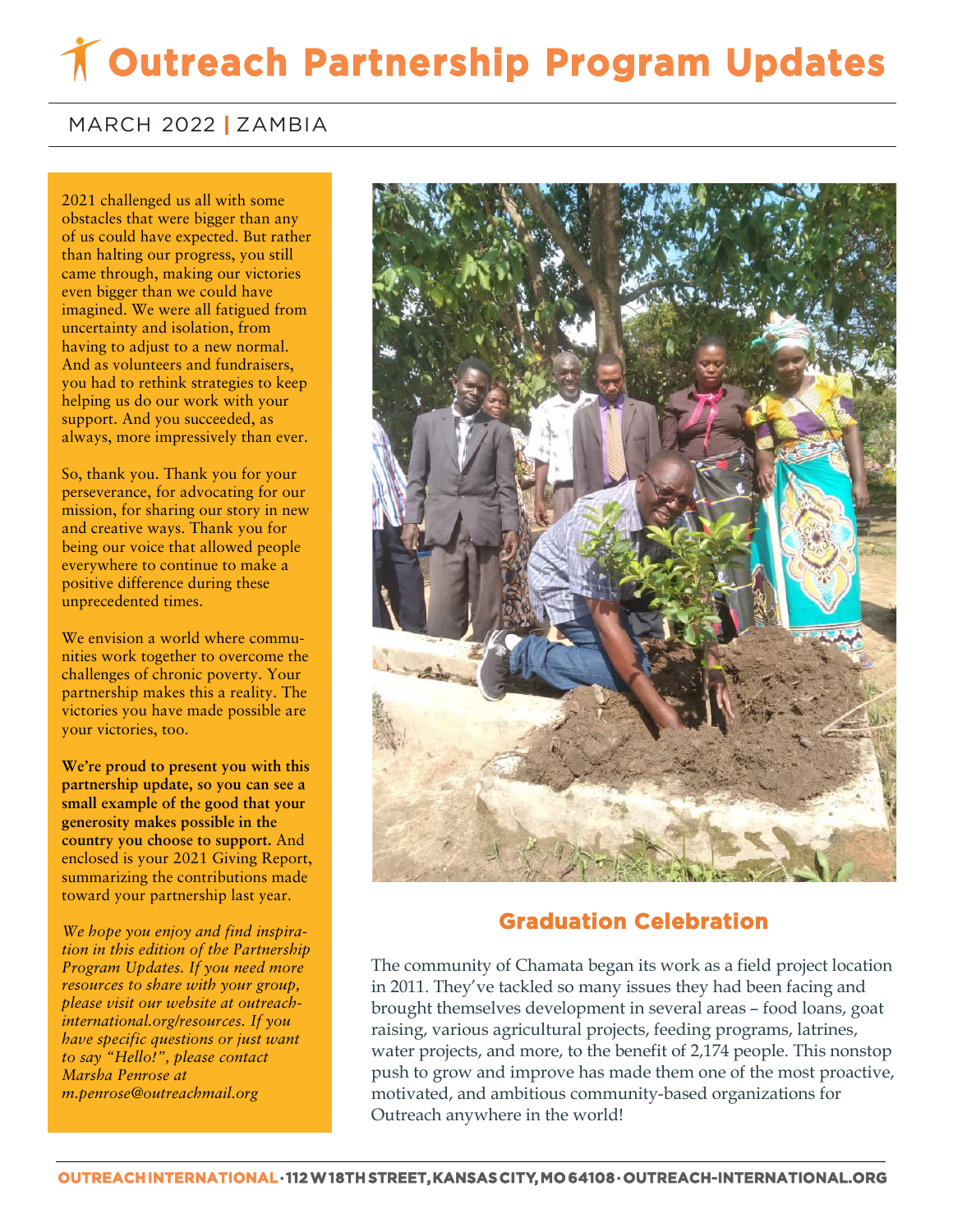# Outreach Partnership Program Updates

MARCH 2022 | ZAMBIA

2021 challenged us all with some obstacles that were bigger than any of us could have expected. But rather than halting our progress, you still came through, making our victories even bigger than we could have imagined. We were all fatigued from uncertainty and isolation, from having to adjust to a new normal. And as volunteers and fundraisers, you had to rethink strategies to keep helping us do our work with your support. And you succeeded, as always, more impressively than ever.

So, thank you. Thank you for your perseverance, for advocating for our mission, for sharing our story in new and creative ways. Thank you for being our voice that allowed people everywhere to continue to make a positive difference during these unprecedented times.

We envision a world where communities work together to overcome the challenges of chronic poverty. Your partnership makes this a reality. The victories you have made possible are your victories, too.

**We're proud to present you with this partnership update, so you can see a small example of the good that your generosity makes possible in the country you choose to support.** And enclosed is your 2021 Giving Report, summarizing the contributions made toward your partnership last year.

*We hope you enjoy and find inspiration in this edition of the Partnership Program Updates. If you need more resources to share with your group, please visit our website at outreach-international.org/resources. If you have specific questions or just want to say "Hello!", please contact Marsha Penrose at m.penrose@outreachmail.org*

## Graduation Celebration

The community of Chamata began its work as a field project location in 2011. They've tackled so many issues they had been facing and brought themselves development in several areas – food loans, goat raising, various agricultural projects, feeding programs, latrines, water projects, and more, to the benefit of 2,174 people. This nonstop push to grow and improve has made them one of the most proactive, motivated, and ambitious community-based organizations for Outreach anywhere in the world!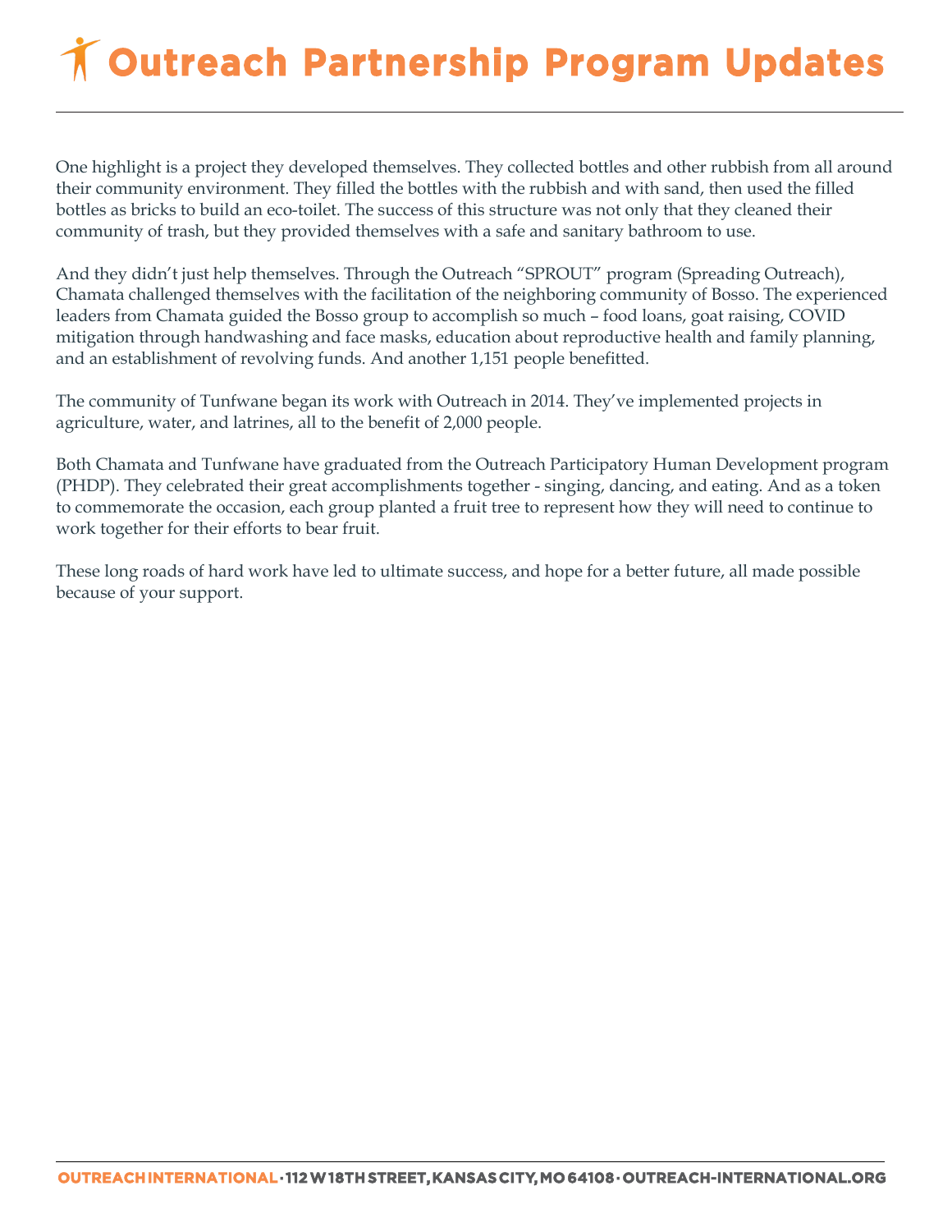# Outreach Partnership Program Updates

One highlight is a project they developed themselves. They collected bottles and other rubbish from all around their community environment. They filled the bottles with the rubbish and with sand, then used the filled bottles as bricks to build an eco-toilet. The success of this structure was not only that they cleaned their community of trash, but they provided themselves with a safe and sanitary bathroom to use.

And they didn't just help themselves. Through the Outreach "SPROUT" program (Spreading Outreach), Chamata challenged themselves with the facilitation of the neighboring community of Bosso. The experienced leaders from Chamata guided the Bosso group to accomplish so much – food loans, goat raising, COVID mitigation through handwashing and face masks, education about reproductive health and family planning, and an establishment of revolving funds. And another 1,151 people benefitted.

The community of Tunfwane began its work with Outreach in 2014. They've implemented projects in agriculture, water, and latrines, all to the benefit of 2,000 people.

Both Chamata and Tunfwane have graduated from the Outreach Participatory Human Development program (PHDP). They celebrated their great accomplishments together - singing, dancing, and eating. And as a token to commemorate the occasion, each group planted a fruit tree to represent how they will need to continue to work together for their efforts to bear fruit.

These long roads of hard work have led to ultimate success, and hope for a better future, all made possible because of your support.

OUTREACH INTERNATIONAL · 112 W 18TH STREET, KANSAS CITY, MO 64108 · OUTREACH-INTERNATIONAL.ORG